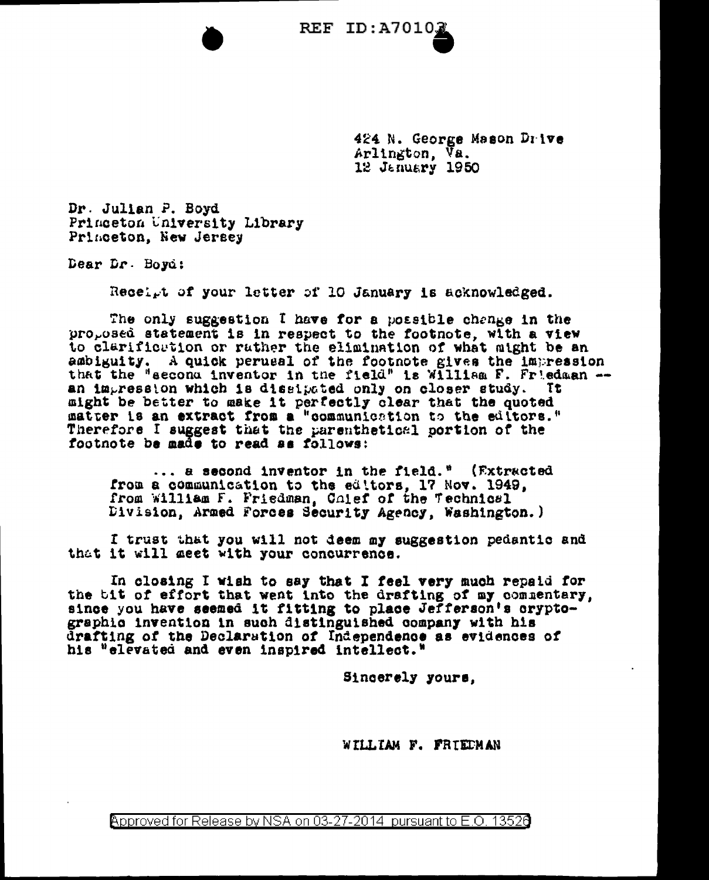REF ID:A70102

424 N. George Mason Drive
Arlington, Va.
12 January 1950

Dr. Julian P. Boyd
Princeton University Library
Princeton, New Jersey

Dear Dr. Boyd:

Receipt of your letter of 10 January is acknowledged.

The only suggestion I have for a possible change in the proposed statement is in respect to the footnote, with a view to clarification or rather the elimination of what might be an ambiguity. A quick perusal of the footnote gives the impression that the "second inventor in the field" is William F. Friedman -- an impression which is dissipated only on closer study. It might be better to make it perfectly clear that the quoted matter is an extract from a "communication to the editors." Therefore I suggest that the parenthetical portion of the footnote be made to read as follows:

> ... a second inventor in the field." (Extracted from a communication to the editors, 17 Nov. 1949, from William F. Friedman, Chief of the Technical Division, Armed Forces Security Agency, Washington.)

I trust that you will not deem my suggestion pedantic and that it will meet with your concurrence.

In closing I wish to say that I feel very much repaid for the bit of effort that went into the drafting of my commentary, since you have seemed it fitting to place Jefferson's cryptographic invention in such distinguished company with his drafting of the Declaration of Independence as evidences of his "elevated and even inspired intellect."

Sincerely yours,

WILLIAM F. FRIEDMAN

Approved for Release by NSA on 03-27-2014 pursuant to E.O. 13526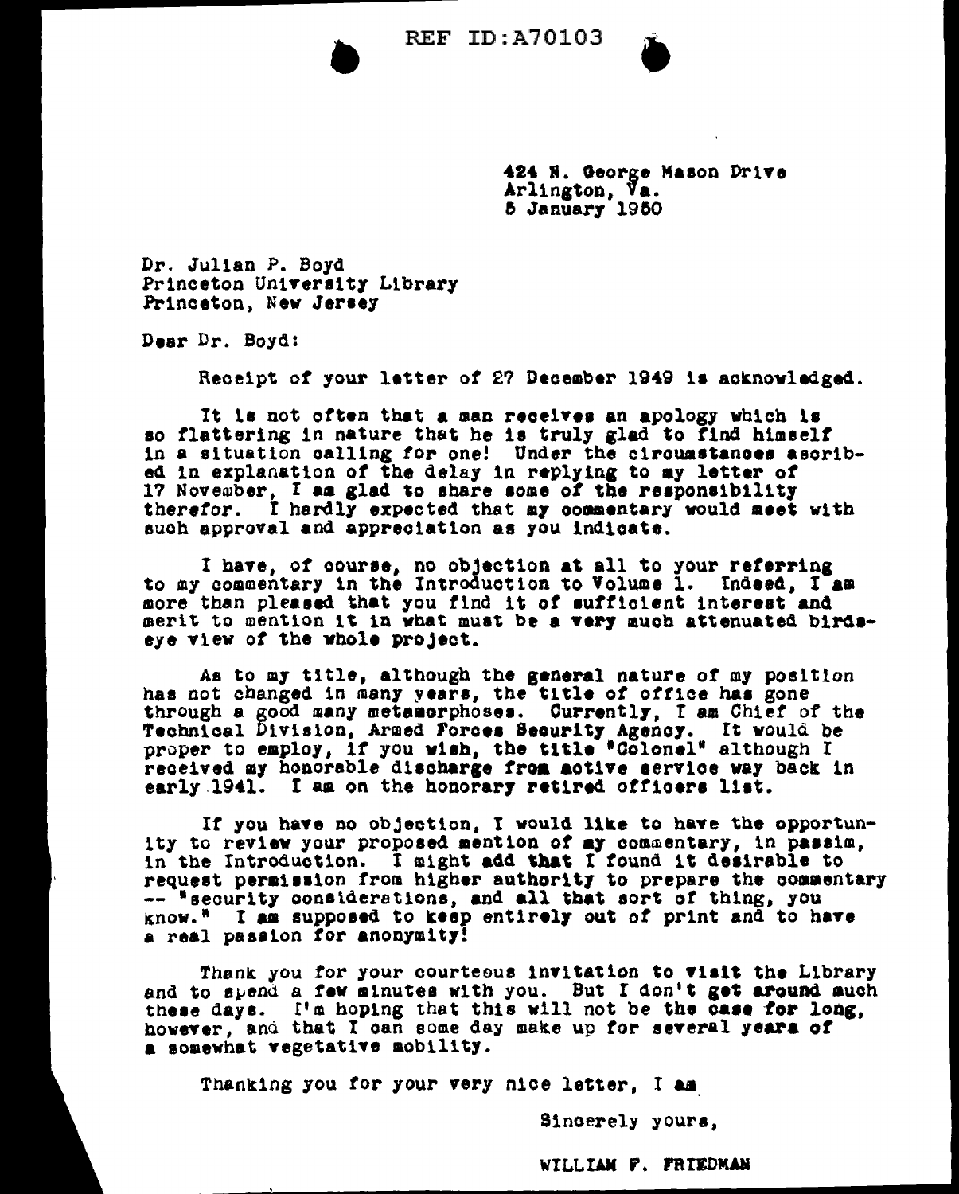REF ID:A70103

424 N. George Mason Drive
Arlington, Va.
5 January 1950

Dr. Julian P. Boyd
Princeton University Library
Princeton, New Jersey

Dear Dr. Boyd:

Receipt of your letter of 27 December 1949 is acknowledged.

It is not often that a man receives an apology which is so flattering in nature that he is truly glad to find himself in a situation calling for one! Under the circumstances ascribed in explanation of the delay in replying to my letter of 17 November, I am glad to share some of the responsibility therefor. I hardly expected that my commentary would meet with such approval and appreciation as you indicate.

I have, of course, no objection at all to your referring to my commentary in the Introduction to Volume 1. Indeed, I am more than pleased that you find it of sufficient interest and merit to mention it in what must be a very much attenuated birdseye view of the whole project.

As to my title, although the general nature of my position has not changed in many years, the title of office has gone through a good many metamorphoses. Currently, I am Chief of the Technical Division, Armed Forces Security Agency. It would be proper to employ, if you wish, the title "Colonel" although I received my honorable discharge from active service way back in early 1941. I am on the honorary retired officers list.

If you have no objection, I would like to have the opportunity to review your proposed mention of my commentary, in passim, in the Introduction. I might add that I found it desirable to request permission from higher authority to prepare the commentary -- "security considerations, and all that sort of thing, you know." I am supposed to keep entirely out of print and to have a real passion for anonymity!

Thank you for your courteous invitation to visit the Library and to spend a few minutes with you. But I don't get around much these days. I'm hoping that this will not be the case for long, however, and that I can some day make up for several years of a somewhat vegetative mobility.

Thanking you for your very nice letter, I am

Sincerely yours,

WILLIAM F. FRIEDMAN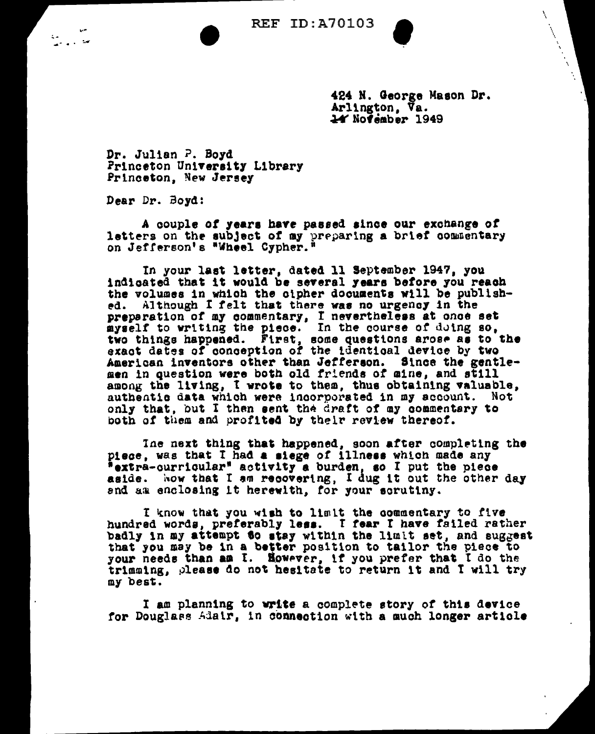REF ID:A70103

424 N. George Mason Dr.
Arlington, Va.
14 November 1949

Dr. Julian P. Boyd
Princeton University Library
Princeton, New Jersey

Dear Dr. Boyd:

A couple of years have passed since our exchange of letters on the subject of my preparing a brief commentary on Jefferson's "Wheel Cypher."

In your last letter, dated 11 September 1947, you indicated that it would be several years before you reach the volumes in which the cipher documents will be published. Although I felt that there was no urgency in the preparation of my commentary, I nevertheless at once set myself to writing the piece. In the course of doing so, two things happened. First, some questions arose as to the exact dates of conception of the identical device by two American inventors other than Jefferson. Since the gentlemen in question were both old friends of mine, and still among the living, I wrote to them, thus obtaining valuable, authentic data which were incorporated in my account. Not only that, but I then sent the draft of my commentary to both of them and profited by their review thereof.

The next thing that happened, soon after completing the piece, was that I had a siege of illness which made any "extra-curricular" activity a burden, so I put the piece aside. Now that I am recovering, I dug it out the other day and am enclosing it herewith, for your scrutiny.

I know that you wish to limit the commentary to five hundred words, preferably less. I fear I have failed rather badly in my attempt to stay within the limit set, and suggest that you may be in a better position to tailor the piece to your needs than am I. However, if you prefer that I do the trimming, please do not hesitate to return it and I will try my best.

I am planning to write a complete story of this device for Douglass Adair, in connection with a much longer article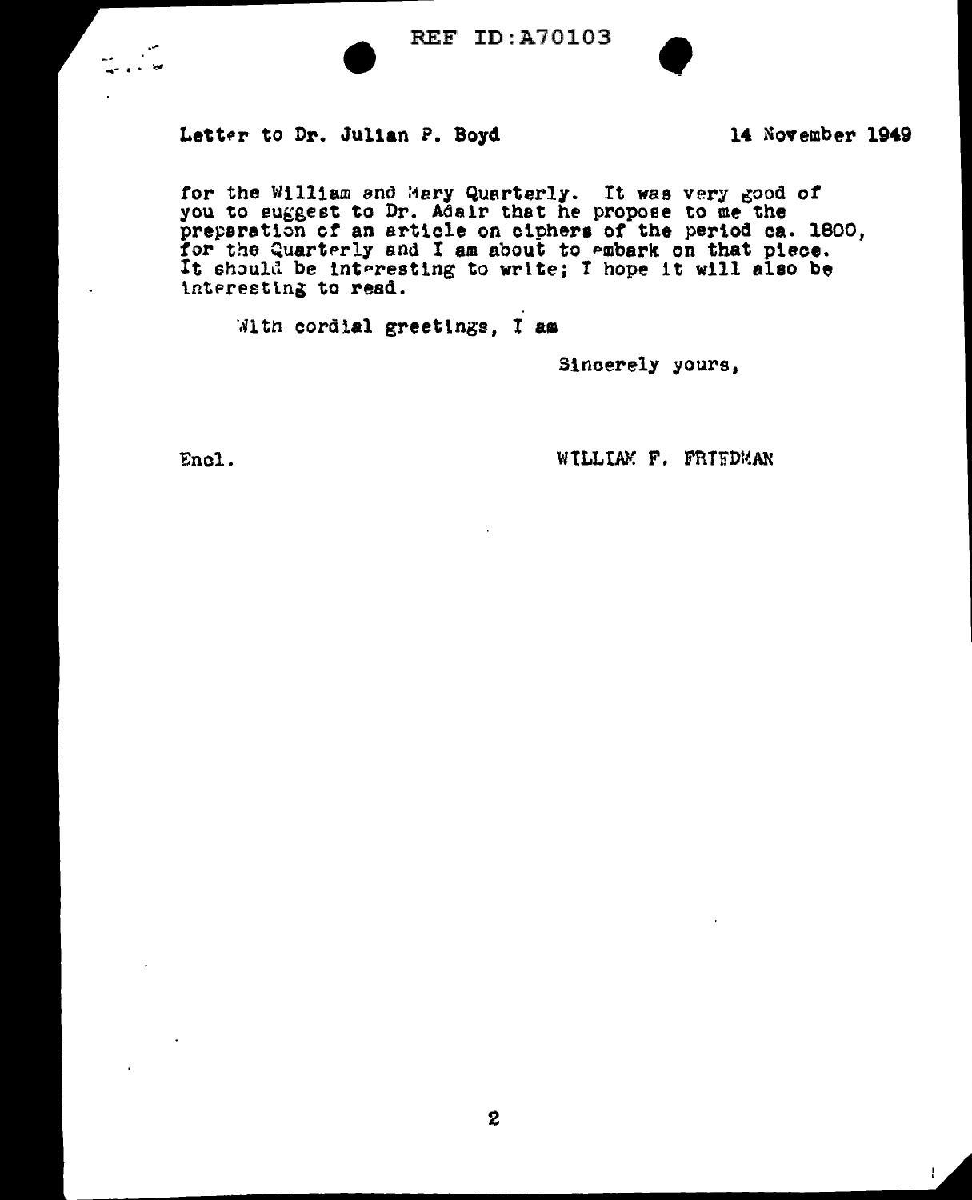REF ID:A70103

Letter to Dr. Julian P. Boyd 14 November 1949

for the William and Mary Quarterly. It was very good of you to suggest to Dr. Adair that he propose to me the preparation of an article on ciphers of the period ca. 1800, for the Quarterly and I am about to embark on that piece. It should be interesting to write; I hope it will also be interesting to read.

With cordial greetings, I am

Sincerely yours,

Encl.

WILLIAM F. FRIEDMAN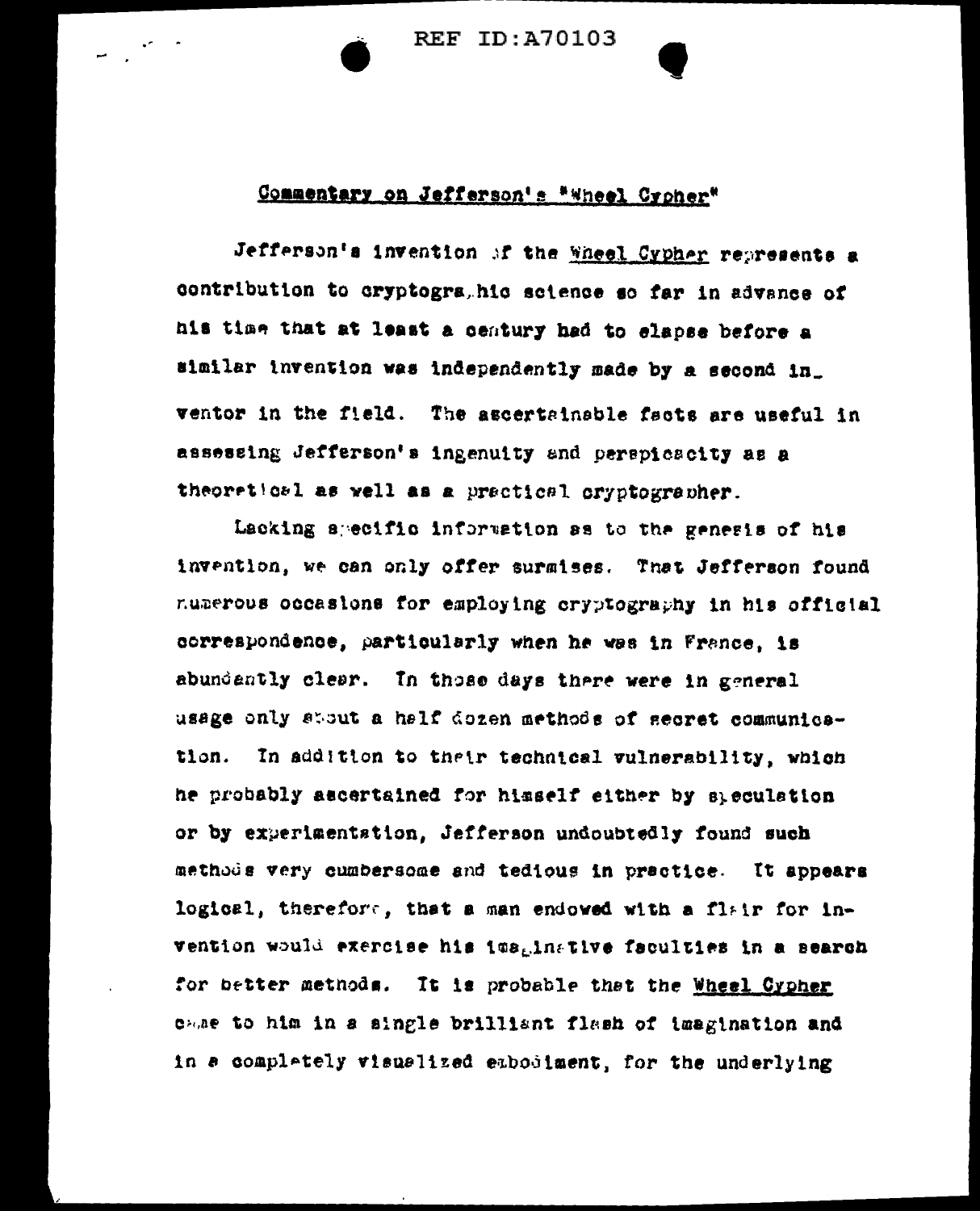## Commentary on Jefferson's "Wheel Cypher"

Jefferson's invention of the Wheel Cypher represents a contribution to cryptographic science so far in advance of his time that at least a century had to elapse before a similar invention was independently made by a second inventor in the field. The ascertainable facts are useful in assessing Jefferson's ingenuity and perspicacity as a theoretical as well as a practical cryptographer.

Lacking specific information as to the genesis of his invention, we can only offer surmises. That Jefferson found numerous occasions for employing cryptography in his official correspondence, particularly when he was in France, is abundantly clear. In those days there were in general usage only about a half dozen methods of secret communication. In addition to their technical vulnerability, which he probably ascertained for himself either by speculation or by experimentation, Jefferson undoubtedly found such methods very cumbersome and tedious in practice. It appears logical, therefore, that a man endowed with a flair for invention would exercise his imaginative faculties in a search for better methods. It is probable that the Wheel Cypher came to him in a single brilliant flash of imagination and in a completely visualized embodiment, for the underlying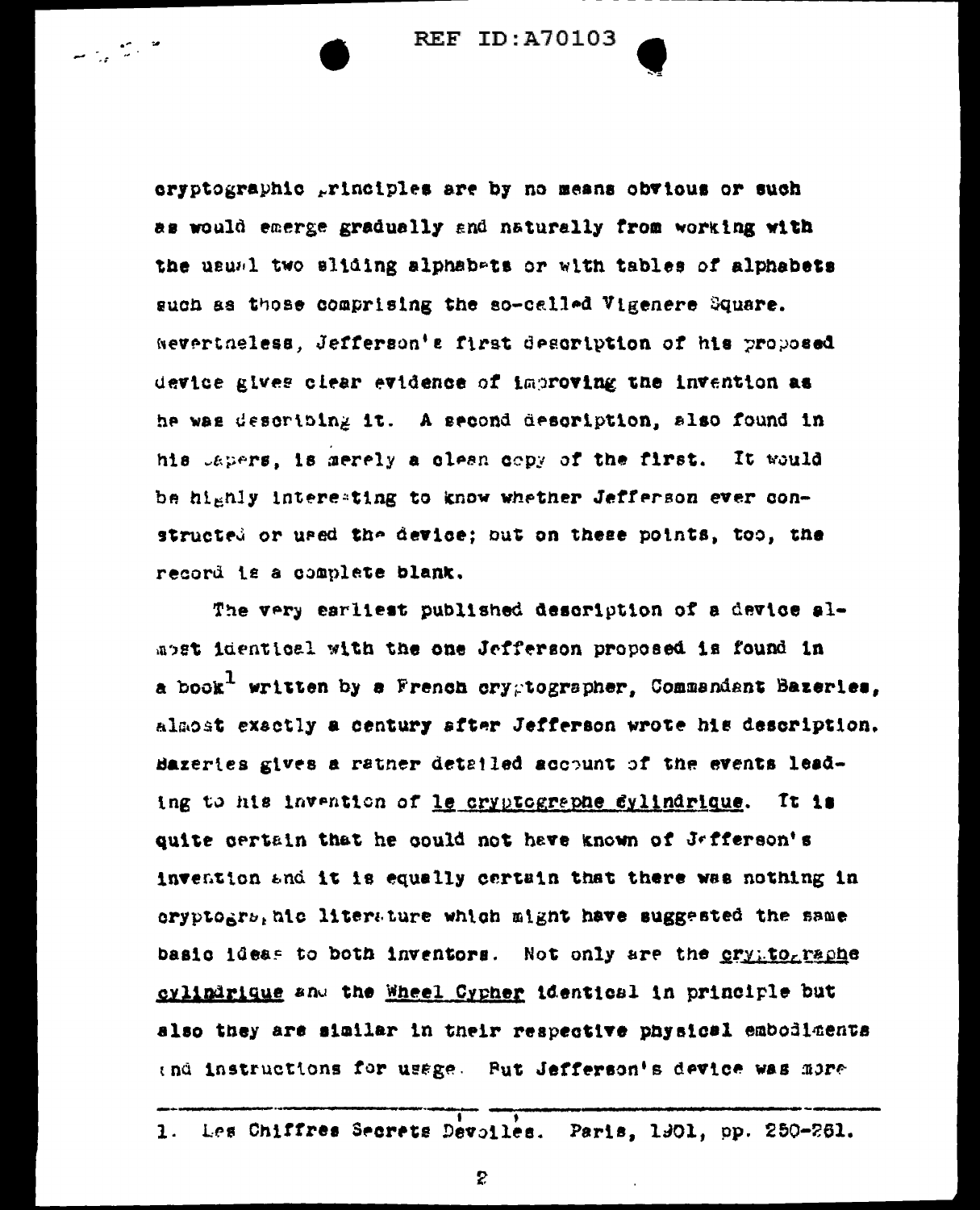cryptographic principles are by no means obvious or such as would emerge gradually and naturally from working with the usual two sliding alphabets or with tables of alphabets such as those comprising the so-called Vigenere Square. Nevertheless, Jefferson's first description of his proposed device gives clear evidence of improving the invention as he was describing it. A second description, also found in his papers, is merely a clean copy of the first. It would be highly interesting to know whether Jefferson ever constructed or used the device; but on these points, too, the record is a complete blank.

The very earliest published description of a device almost identical with the one Jefferson proposed is found in a book[1] written by a French cryptographer, Commandant Bazeries, almost exactly a century after Jefferson wrote his description. Bazeries gives a rather detailed account of the events leading to his invention of le cryptographe cylindrique. It is quite certain that he could not have known of Jefferson's invention and it is equally certain that there was nothing in cryptographic literature which might have suggested the same basic ideas to both inventors. Not only are the cryptographe cylindrique and the Wheel Cypher identical in principle but also they are similar in their respective physical embodiments and instructions for usage. But Jefferson's device was more

---

1. Les Chiffres Secrets Devoilés. Paris, 1901, pp. 250-261.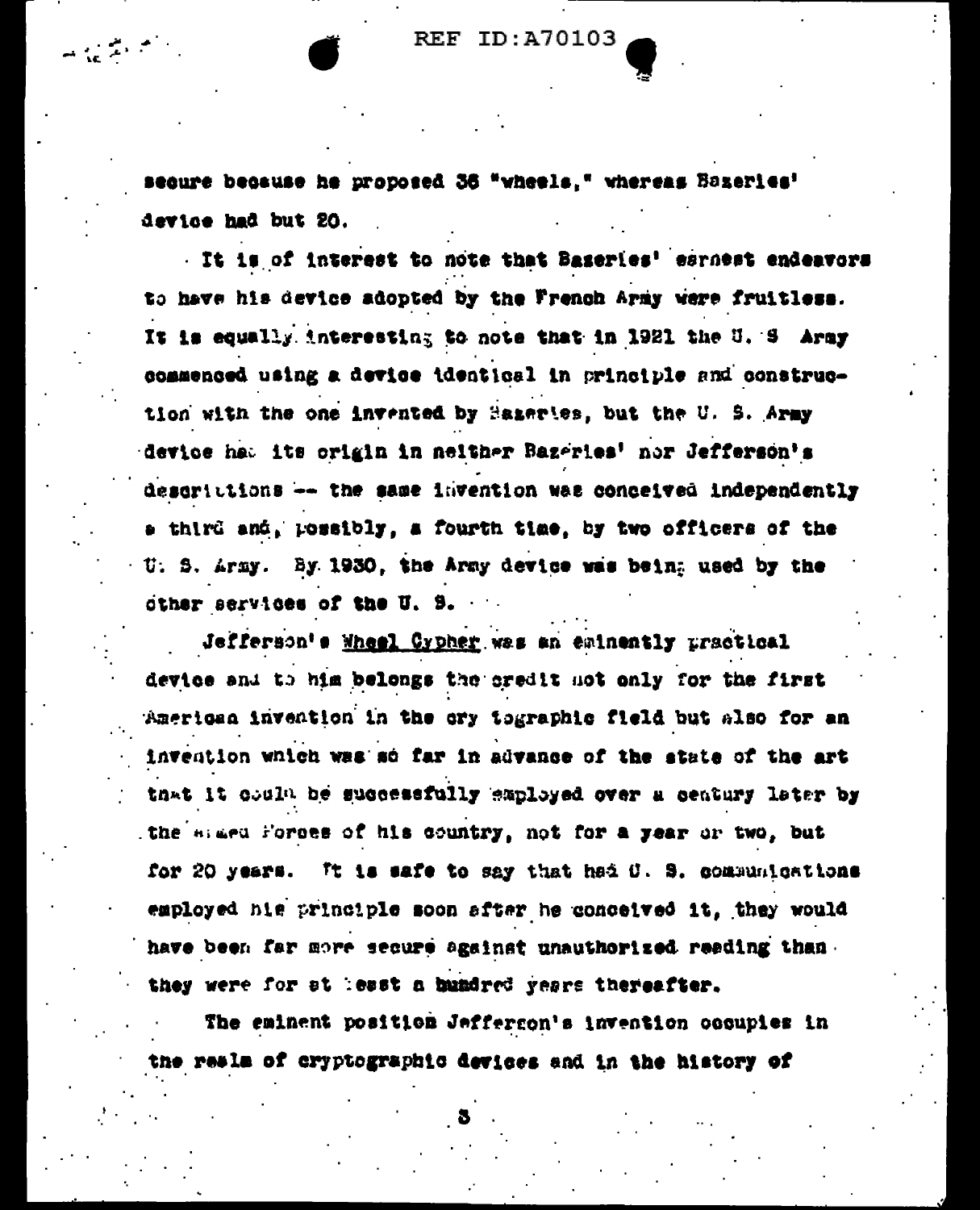secure because he proposed 36 "wheels," whereas Bazeries' device had but 20.

It is of interest to note that Bazeries' earnest endeavors to have his device adopted by the French Army were fruitless. It is equally interesting to note that in 1921 the U. S Army commenced using a device identical in principle and construction with the one invented by Bazeries, but the U. S. Army device had its origin in neither Bazeries' nor Jefferson's descriptions -- the same invention was conceived independently a third and, possibly, a fourth time, by two officers of the U. S. Army. By 1930, the Army device was being used by the other services of the U. S.

Jefferson's Wheel Cypher was an eminently practical device and to him belongs the credit not only for the first American invention in the cryptographic field but also for an invention which was so far in advance of the state of the art that it could be successfully employed over a century later by the Armed Forces of his country, not for a year or two, but for 20 years. It is safe to say that had U. S. communications employed his principle soon after he conceived it, they would have been far more secure against unauthorized reading than they were for at least a hundred years thereafter.

The eminent position Jefferson's invention occupies in the realm of cryptographic devices and in the history of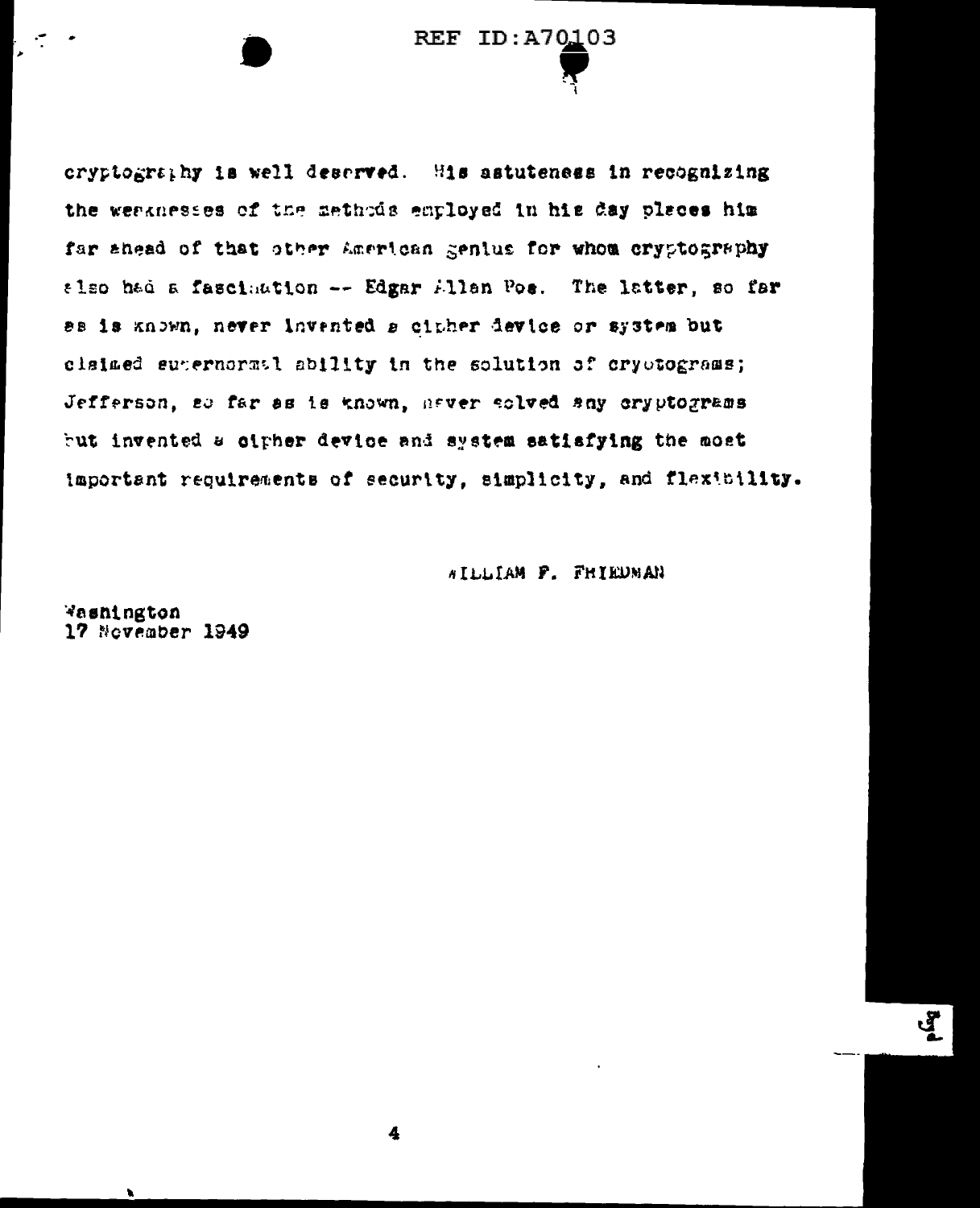cryptography is well deserved. His astuteness in recognizing the weaknesses of the methods employed in his day places him far ahead of that other American genius for whom cryptography also had a fascination -- Edgar Allan Poe. The latter, so far as is known, never invented a cipher device or system but claimed supernormal ability in the solution of cryptograms; Jefferson, so far as is known, never solved any cryptograms but invented a cipher device and system satisfying the most important requirements of security, simplicity, and flexibility.

WILLIAM F. FRIEDMAN

Washington
17 November 1949